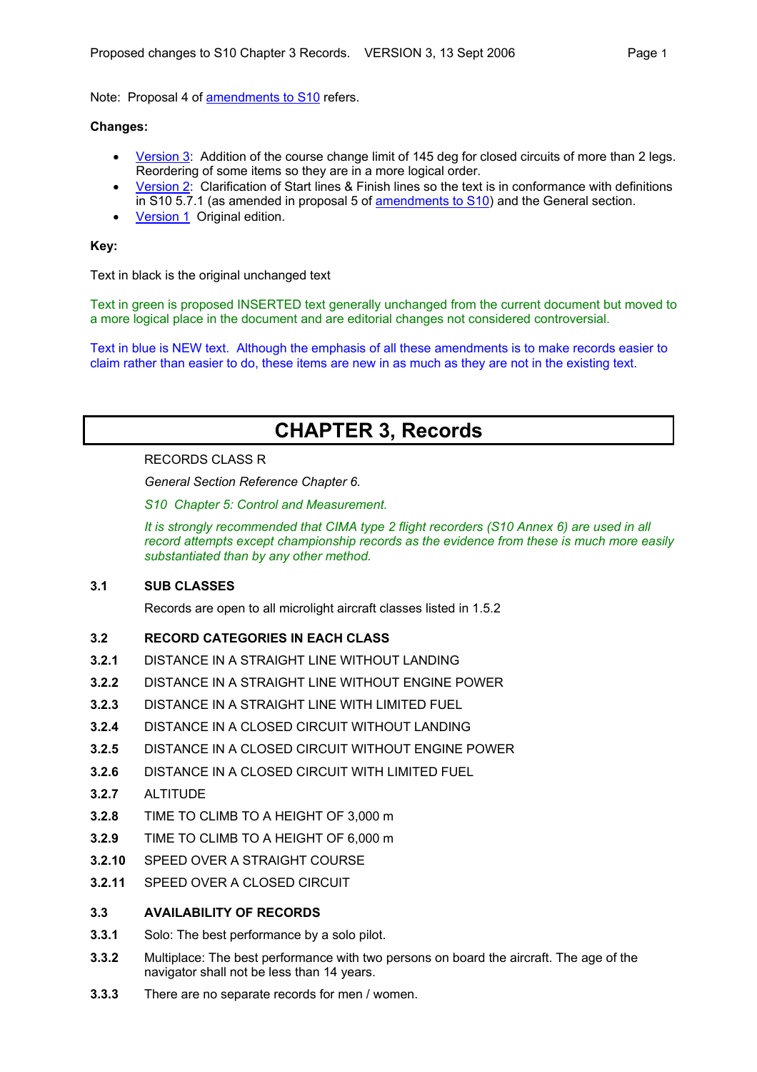Note: Proposal 4 of amendments to S10 refers.

**Changes:**

- Version 3: Addition of the course change limit of 145 deg for closed circuits of more than 2 legs. Reordering of some items so they are in a more logical order.
- Version 2: Clarification of Start lines & Finish lines so the text is in conformance with definitions in S10 5.7.1 (as amended in proposal 5 of amendments to S10) and the General section.
- Version 1 Original edition.

**Key:**

Text in black is the original unchanged text

Text in green is proposed INSERTED text generally unchanged from the current document but moved to a more logical place in the document and are editorial changes not considered controversial.

Text in blue is NEW text. Although the emphasis of all these amendments is to make records easier to claim rather than easier to do, these items are new in as much as they are not in the existing text.

# CHAPTER 3, Records

RECORDS CLASS R

*General Section Reference Chapter 6.*

*S10 Chapter 5: Control and Measurement.*

*It is strongly recommended that CIMA type 2 flight recorders (S10 Annex 6) are used in all record attempts except championship records as the evidence from these is much more easily substantiated than by any other method.*

## 3.1 SUB CLASSES

Records are open to all microlight aircraft classes listed in 1.5.2

## 3.2 RECORD CATEGORIES IN EACH CLASS

**3.2.1** DISTANCE IN A STRAIGHT LINE WITHOUT LANDING

**3.2.2** DISTANCE IN A STRAIGHT LINE WITHOUT ENGINE POWER

**3.2.3** DISTANCE IN A STRAIGHT LINE WITH LIMITED FUEL

**3.2.4** DISTANCE IN A CLOSED CIRCUIT WITHOUT LANDING

**3.2.5** DISTANCE IN A CLOSED CIRCUIT WITHOUT ENGINE POWER

**3.2.6** DISTANCE IN A CLOSED CIRCUIT WITH LIMITED FUEL

**3.2.7** ALTITUDE

**3.2.8** TIME TO CLIMB TO A HEIGHT OF 3,000 m

**3.2.9** TIME TO CLIMB TO A HEIGHT OF 6,000 m

**3.2.10** SPEED OVER A STRAIGHT COURSE

**3.2.11** SPEED OVER A CLOSED CIRCUIT

## 3.3 AVAILABILITY OF RECORDS

**3.3.1** Solo: The best performance by a solo pilot.

**3.3.2** Multiplace: The best performance with two persons on board the aircraft. The age of the navigator shall not be less than 14 years.

**3.3.3** There are no separate records for men / women.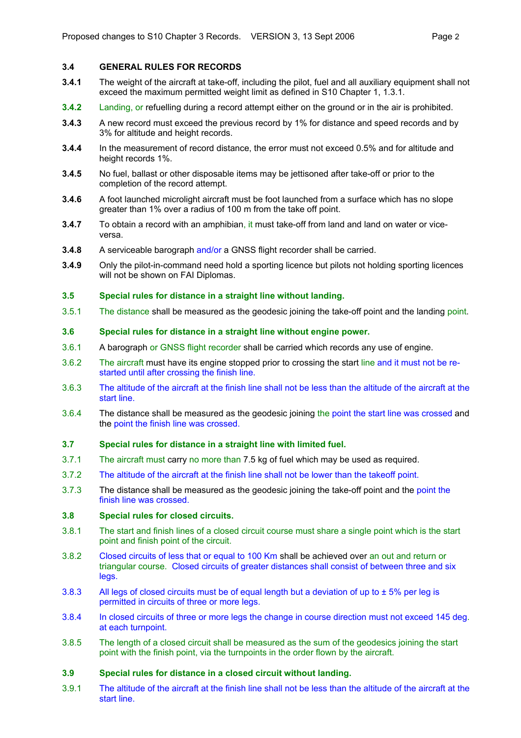## 3.4 GENERAL RULES FOR RECORDS

**3.4.1** The weight of the aircraft at take-off, including the pilot, fuel and all auxiliary equipment shall not exceed the maximum permitted weight limit as defined in S10 Chapter 1, 1.3.1.

**3.4.2** Landing, or refuelling during a record attempt either on the ground or in the air is prohibited.

**3.4.3** A new record must exceed the previous record by 1% for distance and speed records and by 3% for altitude and height records.

**3.4.4** In the measurement of record distance, the error must not exceed 0.5% and for altitude and height records 1%.

**3.4.5** No fuel, ballast or other disposable items may be jettisoned after take-off or prior to the completion of the record attempt.

**3.4.6** A foot launched microlight aircraft must be foot launched from a surface which has no slope greater than 1% over a radius of 100 m from the take off point.

**3.4.7** To obtain a record with an amphibian, it must take-off from land and land on water or vice-versa.

**3.4.8** A serviceable barograph and/or a GNSS flight recorder shall be carried.

**3.4.9** Only the pilot-in-command need hold a sporting licence but pilots not holding sporting licences will not be shown on FAI Diplomas.

## 3.5 Special rules for distance in a straight line without landing.

3.5.1 The distance shall be measured as the geodesic joining the take-off point and the landing point.

## 3.6 Special rules for distance in a straight line without engine power.

3.6.1 A barograph or GNSS flight recorder shall be carried which records any use of engine.

3.6.2 The aircraft must have its engine stopped prior to crossing the start line and it must not be re-started until after crossing the finish line.

3.6.3 The altitude of the aircraft at the finish line shall not be less than the altitude of the aircraft at the start line.

3.6.4 The distance shall be measured as the geodesic joining the point the start line was crossed and the point the finish line was crossed.

## 3.7 Special rules for distance in a straight line with limited fuel.

3.7.1 The aircraft must carry no more than 7.5 kg of fuel which may be used as required.

3.7.2 The altitude of the aircraft at the finish line shall not be lower than the takeoff point.

3.7.3 The distance shall be measured as the geodesic joining the take-off point and the point the finish line was crossed.

## 3.8 Special rules for closed circuits.

3.8.1 The start and finish lines of a closed circuit course must share a single point which is the start point and finish point of the circuit.

3.8.2 Closed circuits of less that or equal to 100 Km shall be achieved over an out and return or triangular course. Closed circuits of greater distances shall consist of between three and six legs.

3.8.3 All legs of closed circuits must be of equal length but a deviation of up to ± 5% per leg is permitted in circuits of three or more legs.

3.8.4 In closed circuits of three or more legs the change in course direction must not exceed 145 deg. at each turnpoint.

3.8.5 The length of a closed circuit shall be measured as the sum of the geodesics joining the start point with the finish point, via the turnpoints in the order flown by the aircraft.

## 3.9 Special rules for distance in a closed circuit without landing.

3.9.1 The altitude of the aircraft at the finish line shall not be less than the altitude of the aircraft at the start line.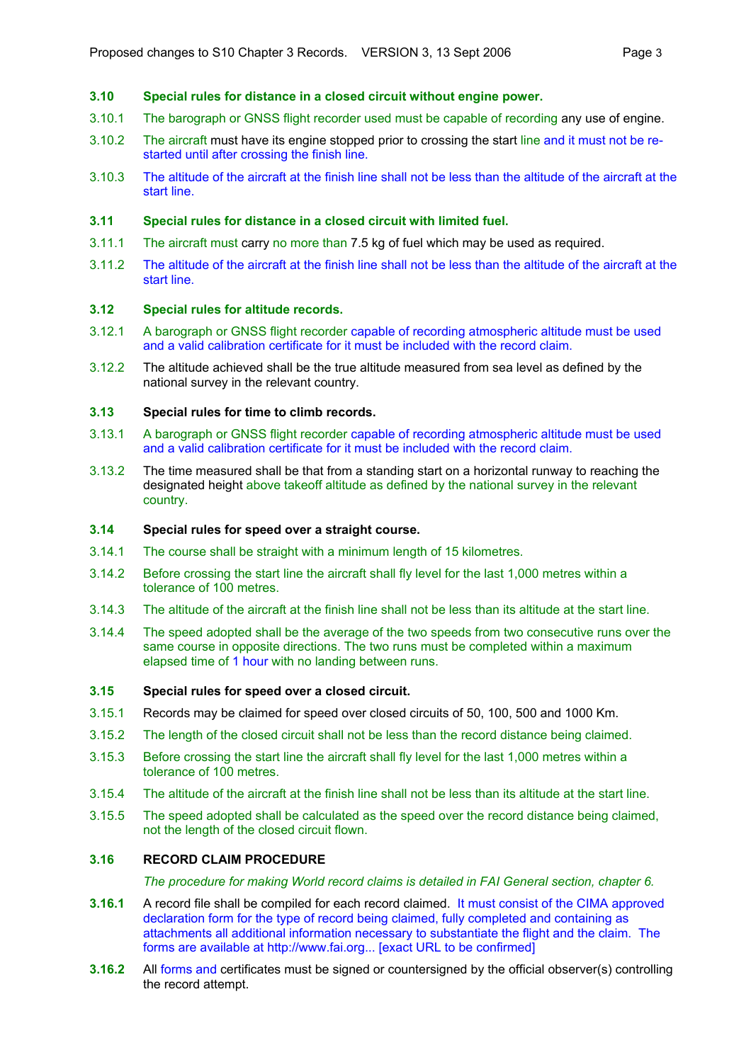## 3.10 Special rules for distance in a closed circuit without engine power.

3.10.1 The barograph or GNSS flight recorder used must be capable of recording any use of engine.

3.10.2 The aircraft must have its engine stopped prior to crossing the start line and it must not be re-started until after crossing the finish line.

3.10.3 The altitude of the aircraft at the finish line shall not be less than the altitude of the aircraft at the start line.

## 3.11 Special rules for distance in a closed circuit with limited fuel.

3.11.1 The aircraft must carry no more than 7.5 kg of fuel which may be used as required.

3.11.2 The altitude of the aircraft at the finish line shall not be less than the altitude of the aircraft at the start line.

## 3.12 Special rules for altitude records.

3.12.1 A barograph or GNSS flight recorder capable of recording atmospheric altitude must be used and a valid calibration certificate for it must be included with the record claim.

3.12.2 The altitude achieved shall be the true altitude measured from sea level as defined by the national survey in the relevant country.

## 3.13 Special rules for time to climb records.

3.13.1 A barograph or GNSS flight recorder capable of recording atmospheric altitude must be used and a valid calibration certificate for it must be included with the record claim.

3.13.2 The time measured shall be that from a standing start on a horizontal runway to reaching the designated height above takeoff altitude as defined by the national survey in the relevant country.

## 3.14 Special rules for speed over a straight course.

3.14.1 The course shall be straight with a minimum length of 15 kilometres.

3.14.2 Before crossing the start line the aircraft shall fly level for the last 1,000 metres within a tolerance of 100 metres.

3.14.3 The altitude of the aircraft at the finish line shall not be less than its altitude at the start line.

3.14.4 The speed adopted shall be the average of the two speeds from two consecutive runs over the same course in opposite directions. The two runs must be completed within a maximum elapsed time of 1 hour with no landing between runs.

## 3.15 Special rules for speed over a closed circuit.

3.15.1 Records may be claimed for speed over closed circuits of 50, 100, 500 and 1000 Km.

3.15.2 The length of the closed circuit shall not be less than the record distance being claimed.

3.15.3 Before crossing the start line the aircraft shall fly level for the last 1,000 metres within a tolerance of 100 metres.

3.15.4 The altitude of the aircraft at the finish line shall not be less than its altitude at the start line.

3.15.5 The speed adopted shall be calculated as the speed over the record distance being claimed, not the length of the closed circuit flown.

## 3.16 RECORD CLAIM PROCEDURE

*The procedure for making World record claims is detailed in FAI General section, chapter 6.*

**3.16.1** A record file shall be compiled for each record claimed. It must consist of the CIMA approved declaration form for the type of record being claimed, fully completed and containing as attachments all additional information necessary to substantiate the flight and the claim. The forms are available at http://www.fai.org... [exact URL to be confirmed]

**3.16.2** All forms and certificates must be signed or countersigned by the official observer(s) controlling the record attempt.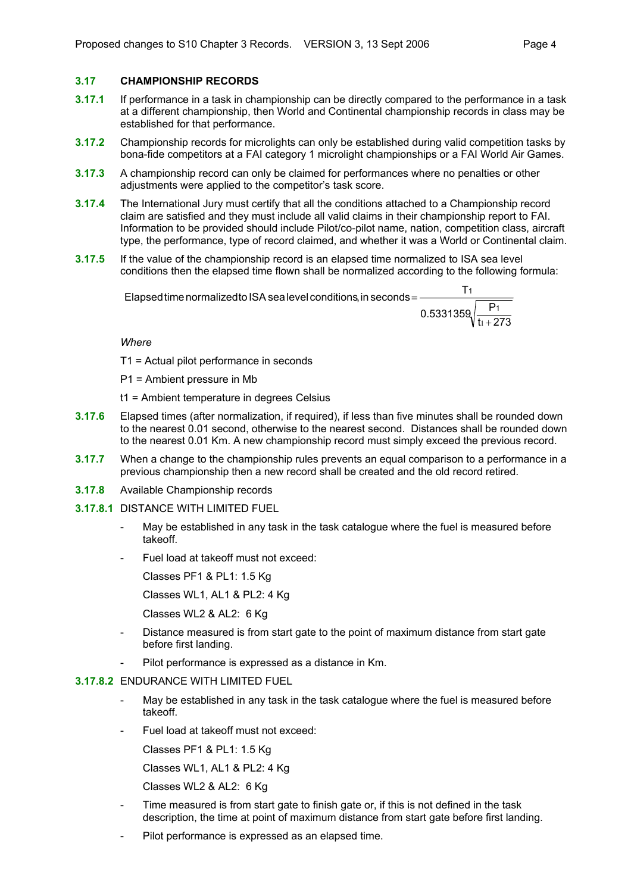## 3.17 CHAMPIONSHIP RECORDS

**3.17.1** If performance in a task in championship can be directly compared to the performance in a task at a different championship, then World and Continental championship records in class may be established for that performance.

**3.17.2** Championship records for microlights can only be established during valid competition tasks by bona-fide competitors at a FAI category 1 microlight championships or a FAI World Air Games.

**3.17.3** A championship record can only be claimed for performances where no penalties or other adjustments were applied to the competitor's task score.

**3.17.4** The International Jury must certify that all the conditions attached to a Championship record claim are satisfied and they must include all valid claims in their championship report to FAI. Information to be provided should include Pilot/co-pilot name, nation, competition class, aircraft type, the performance, type of record claimed, and whether it was a World or Continental claim.

**3.17.5** If the value of the championship record is an elapsed time normalized to ISA sea level conditions then the elapsed time flown shall be normalized according to the following formula:

$$\text{Elapsed time normalized to ISA sea level conditions, in seconds} = \frac{T_1}{0.5331359\sqrt{\frac{P_1}{t_1 + 273}}}$$

*Where*

$T_1$ = Actual pilot performance in seconds

$P_1$ = Ambient pressure in Mb

$t_1$ = Ambient temperature in degrees Celsius

**3.17.6** Elapsed times (after normalization, if required), if less than five minutes shall be rounded down to the nearest 0.01 second, otherwise to the nearest second. Distances shall be rounded down to the nearest 0.01 Km. A new championship record must simply exceed the previous record.

**3.17.7** When a change to the championship rules prevents an equal comparison to a performance in a previous championship then a new record shall be created and the old record retired.

**3.17.8** Available Championship records

**3.17.8.1** DISTANCE WITH LIMITED FUEL

- May be established in any task in the task catalogue where the fuel is measured before takeoff.
- Fuel load at takeoff must not exceed:

  Classes PF1 & PL1: 1.5 Kg

  Classes WL1, AL1 & PL2: 4 Kg

  Classes WL2 & AL2: 6 Kg
- Distance measured is from start gate to the point of maximum distance from start gate before first landing.
- Pilot performance is expressed as a distance in Km.

**3.17.8.2** ENDURANCE WITH LIMITED FUEL

- May be established in any task in the task catalogue where the fuel is measured before takeoff.
- Fuel load at takeoff must not exceed:

  Classes PF1 & PL1: 1.5 Kg

  Classes WL1, AL1 & PL2: 4 Kg

  Classes WL2 & AL2: 6 Kg
- Time measured is from start gate to finish gate or, if this is not defined in the task description, the time at point of maximum distance from start gate before first landing.
- Pilot performance is expressed as an elapsed time.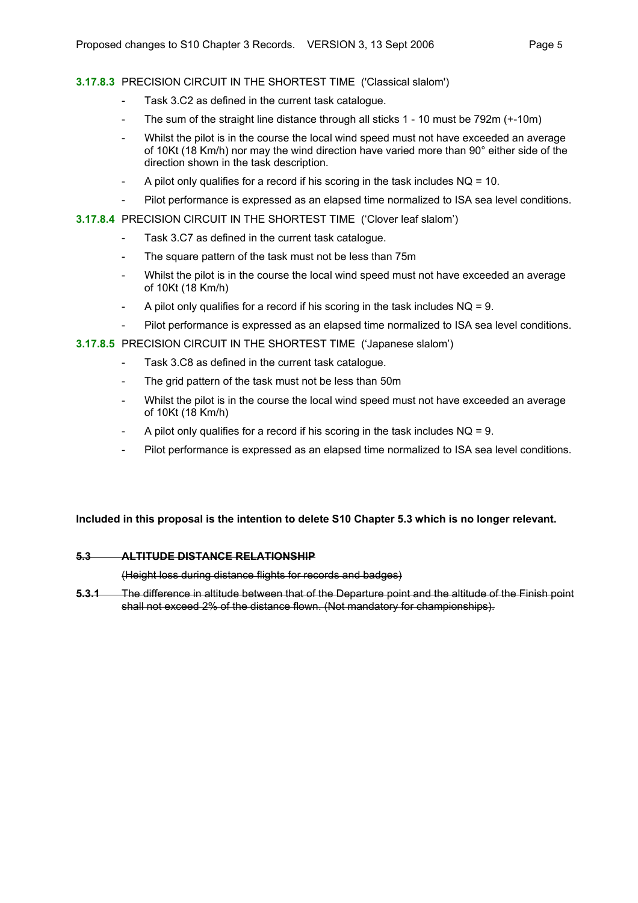**3.17.8.3** PRECISION CIRCUIT IN THE SHORTEST TIME ('Classical slalom')

- Task 3.C2 as defined in the current task catalogue.
- The sum of the straight line distance through all sticks 1 - 10 must be 792m (+-10m)
- Whilst the pilot is in the course the local wind speed must not have exceeded an average of 10Kt (18 Km/h) nor may the wind direction have varied more than 90° either side of the direction shown in the task description.
- A pilot only qualifies for a record if his scoring in the task includes NQ = 10.
- Pilot performance is expressed as an elapsed time normalized to ISA sea level conditions.

**3.17.8.4** PRECISION CIRCUIT IN THE SHORTEST TIME ('Clover leaf slalom')

- Task 3.C7 as defined in the current task catalogue.
- The square pattern of the task must not be less than 75m
- Whilst the pilot is in the course the local wind speed must not have exceeded an average of 10Kt (18 Km/h)
- A pilot only qualifies for a record if his scoring in the task includes NQ = 9.
- Pilot performance is expressed as an elapsed time normalized to ISA sea level conditions.

**3.17.8.5** PRECISION CIRCUIT IN THE SHORTEST TIME ('Japanese slalom')

- Task 3.C8 as defined in the current task catalogue.
- The grid pattern of the task must not be less than 50m
- Whilst the pilot is in the course the local wind speed must not have exceeded an average of 10Kt (18 Km/h)
- A pilot only qualifies for a record if his scoring in the task includes NQ = 9.
- Pilot performance is expressed as an elapsed time normalized to ISA sea level conditions.

**Included in this proposal is the intention to delete S10 Chapter 5.3 which is no longer relevant.**

~~**5.3 ALTITUDE DISTANCE RELATIONSHIP**~~

~~(Height loss during distance flights for records and badges)~~

~~**5.3.1** The difference in altitude between that of the Departure point and the altitude of the Finish point shall not exceed 2% of the distance flown. (Not mandatory for championships).~~